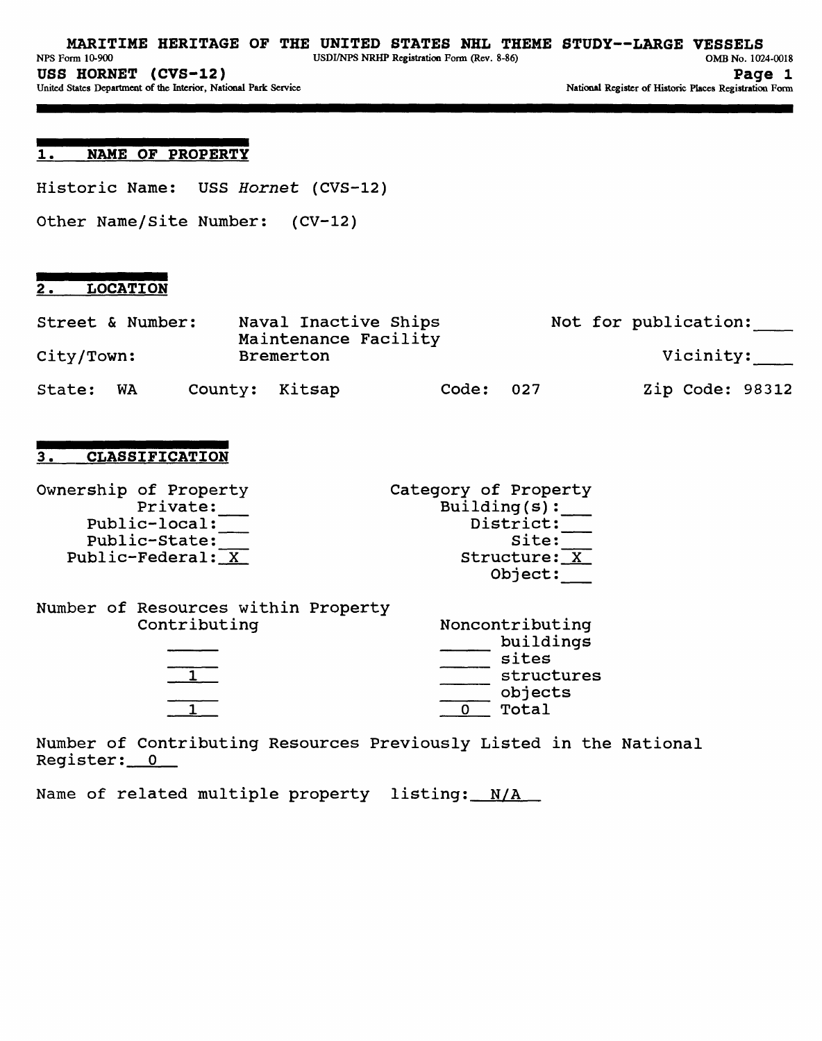## 1. NAME OF PROPERTY

Historic Name: USS *Hornet* (CVS-12)

Other Name/Site Number: (CV-12)

## 2. LOCATION

Street & Number: Naval Inactive Ships Maintenance Facility

Not for publication: ___

City/Town: Bremerton

Vicinity: ___

State: WA County: Kitsap Code: 027 Zip Code: 98312

## 3. CLASSIFICATION

| Ownership of Property | | Category of Property | |
|---|---|---|---|
| Private: | ___ | Building(s): | ___ |
| Public-local: | ___ | District: | ___ |
| Public-State: | ___ | Site: | ___ |
| Public-Federal: | X | Structure: | X |
| | | Object: | ___ |

Number of Resources within Property

| Contributing | Noncontributing | |
|---|---|---|
| ___ | ___ | buildings |
| ___ | ___ | sites |
| 1 | ___ | structures |
| ___ | ___ | objects |
| 1 | 0 | Total |

Number of Contributing Resources Previously Listed in the National Register: 0

Name of related multiple property listing: N/A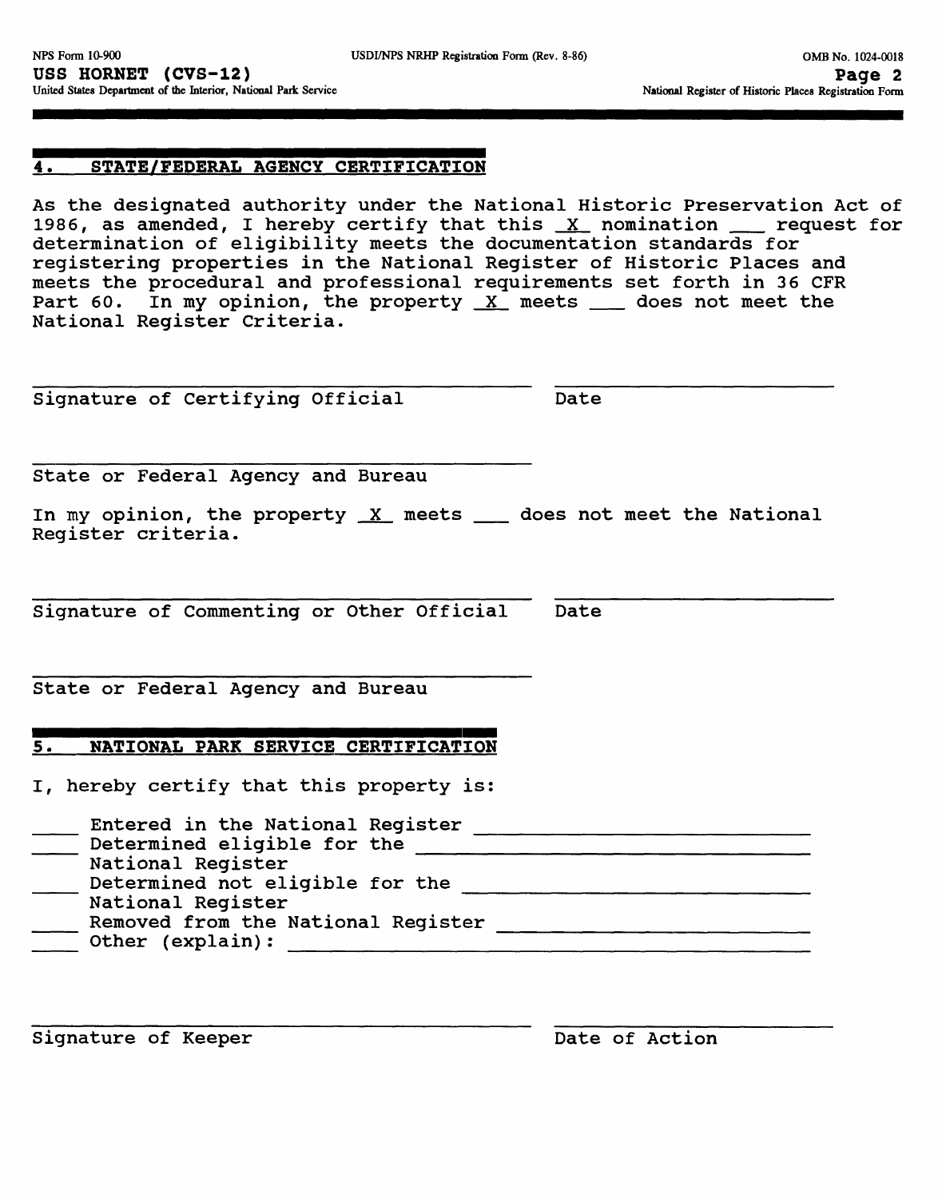## 4. STATE/FEDERAL AGENCY CERTIFICATION

As the designated authority under the National Historic Preservation Act of 1986, as amended, I hereby certify that this _X_ nomination ___ request for determination of eligibility meets the documentation standards for registering properties in the National Register of Historic Places and meets the procedural and professional requirements set forth in 36 CFR Part 60. In my opinion, the property _X_ meets ___ does not meet the National Register Criteria.

________________________________ ________________

Signature of Certifying Official Date

________________________________

State or Federal Agency and Bureau

In my opinion, the property _X_ meets ___ does not meet the National Register criteria.

________________________________ ________________

Signature of Commenting or Other Official Date

________________________________

State or Federal Agency and Bureau

## 5. NATIONAL PARK SERVICE CERTIFICATION

I, hereby certify that this property is:

___ Entered in the National Register ____________________

___ Determined eligible for the National Register ____________________

___ Determined not eligible for the National Register ____________________

___ Removed from the National Register ____________________

___ Other (explain): ____________________

________________________________ ________________

Signature of Keeper Date of Action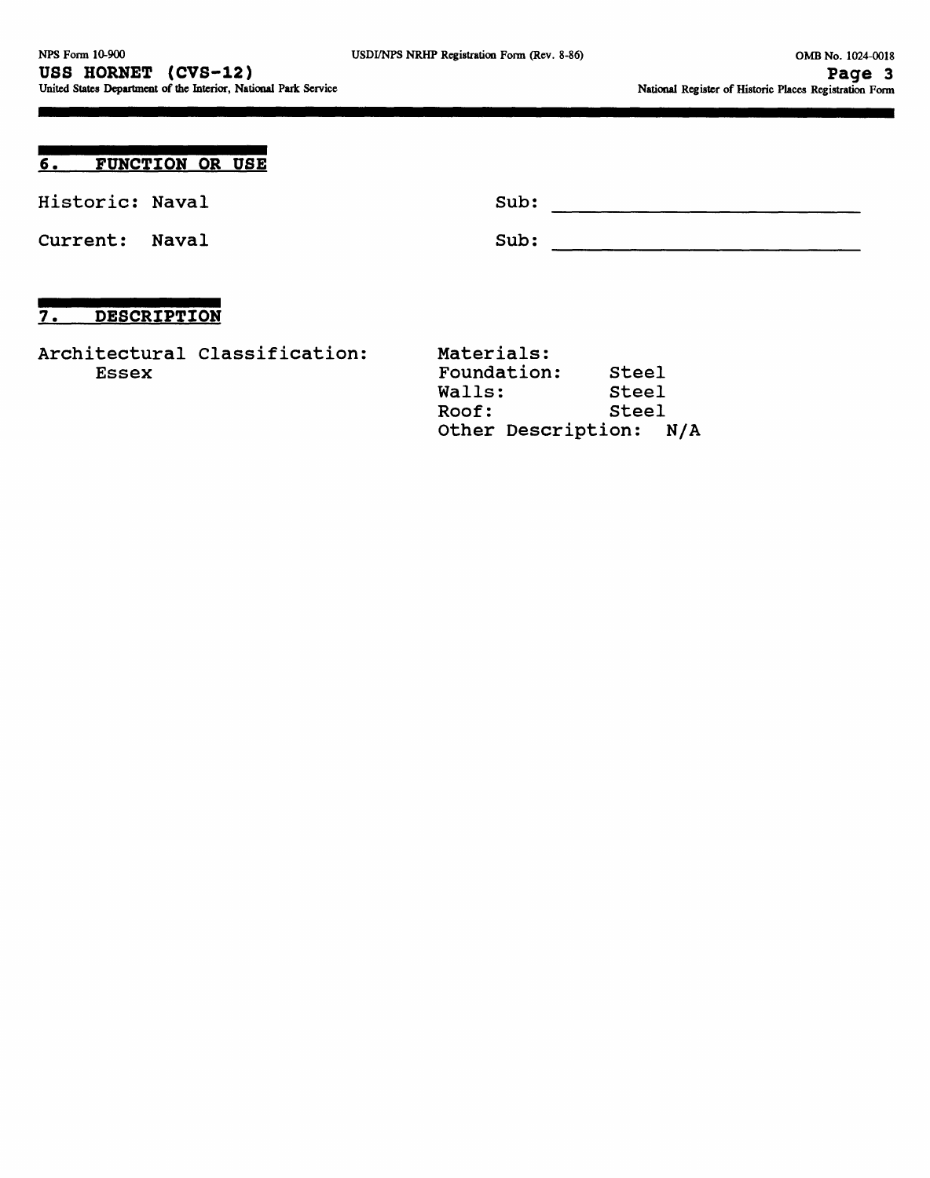## 6. FUNCTION OR USE

Historic: Naval | Sub: ______

Current: Naval | Sub: ______

## 7. DESCRIPTION

Architectural Classification:
Essex

Materials:
Foundation: Steel
Walls: Steel
Roof: Steel
Other Description: N/A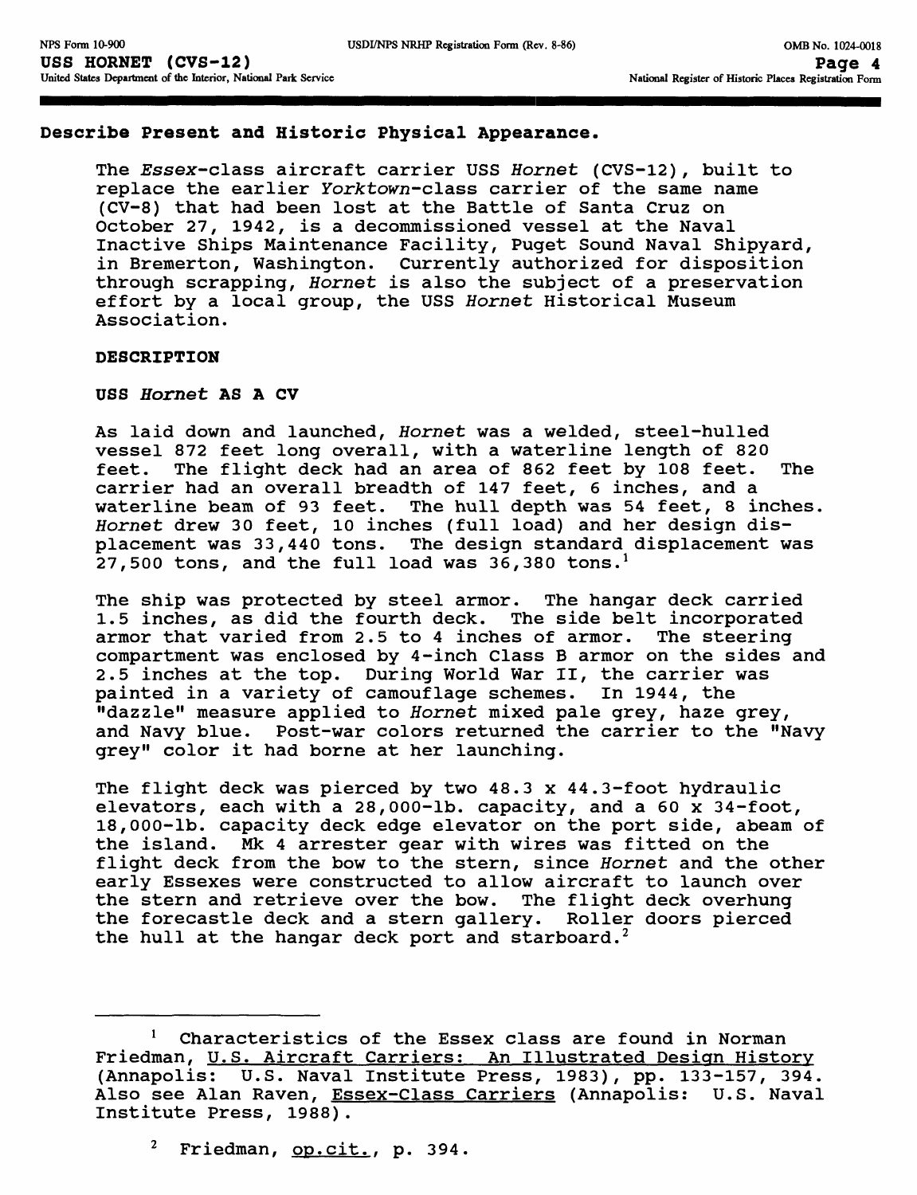## Describe Present and Historic Physical Appearance.

The *Essex*-class aircraft carrier USS *Hornet* (CVS-12), built to replace the earlier *Yorktown*-class carrier of the same name (CV-8) that had been lost at the Battle of Santa Cruz on October 27, 1942, is a decommissioned vessel at the Naval Inactive Ships Maintenance Facility, Puget Sound Naval Shipyard, in Bremerton, Washington. Currently authorized for disposition through scrapping, *Hornet* is also the subject of a preservation effort by a local group, the USS *Hornet* Historical Museum Association.

### DESCRIPTION

#### USS *Hornet* AS A CV

As laid down and launched, *Hornet* was a welded, steel-hulled vessel 872 feet long overall, with a waterline length of 820 feet. The flight deck had an area of 862 feet by 108 feet. The carrier had an overall breadth of 147 feet, 6 inches, and a waterline beam of 93 feet. The hull depth was 54 feet, 8 inches. *Hornet* drew 30 feet, 10 inches (full load) and her design displacement was 33,440 tons. The design standard displacement was 27,500 tons, and the full load was 36,380 tons.[1]

The ship was protected by steel armor. The hangar deck carried 1.5 inches, as did the fourth deck. The side belt incorporated armor that varied from 2.5 to 4 inches of armor. The steering compartment was enclosed by 4-inch Class B armor on the sides and 2.5 inches at the top. During World War II, the carrier was painted in a variety of camouflage schemes. In 1944, the "dazzle" measure applied to *Hornet* mixed pale grey, haze grey, and Navy blue. Post-war colors returned the carrier to the "Navy grey" color it had borne at her launching.

The flight deck was pierced by two 48.3 x 44.3-foot hydraulic elevators, each with a 28,000-lb. capacity, and a 60 x 34-foot, 18,000-lb. capacity deck edge elevator on the port side, abeam of the island. Mk 4 arrester gear with wires was fitted on the flight deck from the bow to the stern, since *Hornet* and the other early Essexes were constructed to allow aircraft to launch over the stern and retrieve over the bow. The flight deck overhung the forecastle deck and a stern gallery. Roller doors pierced the hull at the hangar deck port and starboard.[2]

---

[1] Characteristics of the Essex class are found in Norman Friedman, <u>U.S. Aircraft Carriers: An Illustrated Design History</u> (Annapolis: U.S. Naval Institute Press, 1983), pp. 133-157, 394. Also see Alan Raven, <u>Essex-Class Carriers</u> (Annapolis: U.S. Naval Institute Press, 1988).

[2] Friedman, <u>op.cit.</u>, p. 394.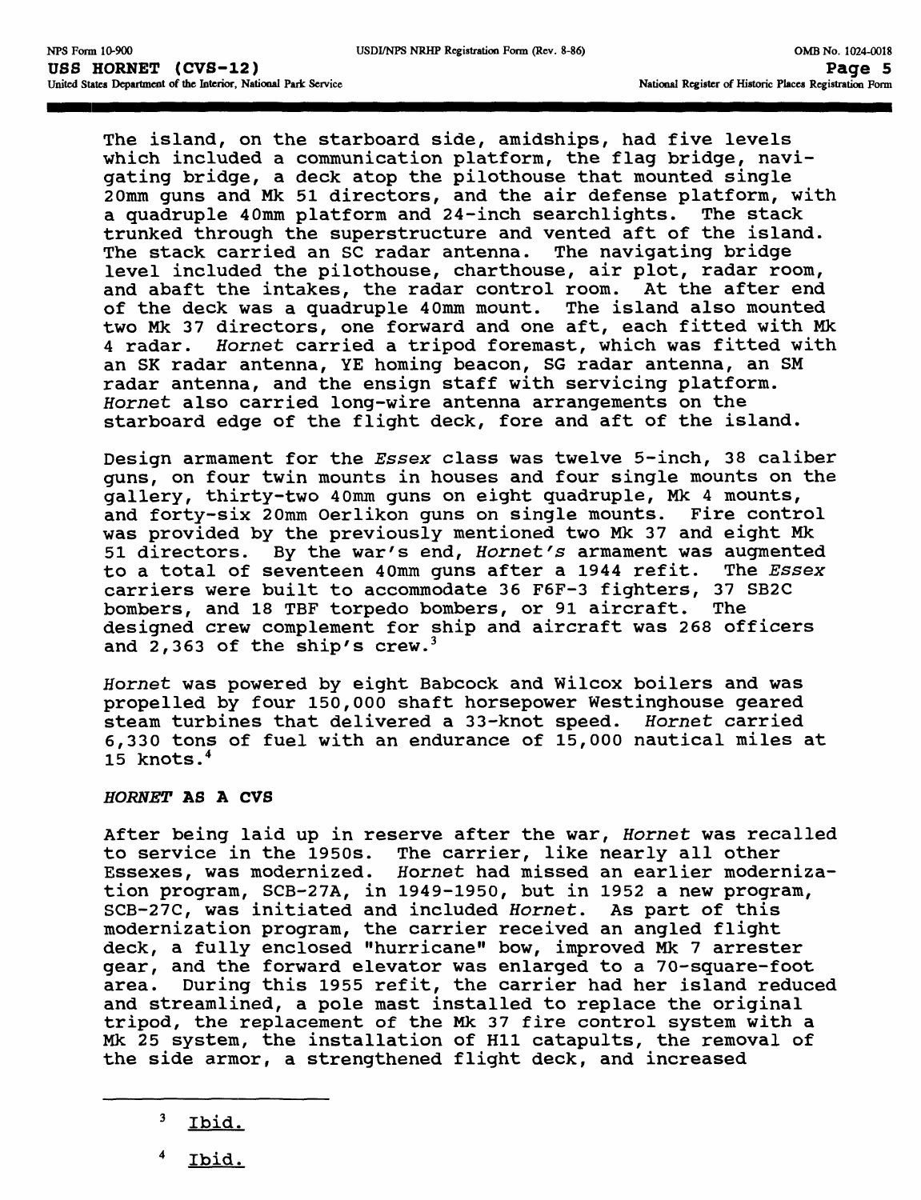The island, on the starboard side, amidships, had five levels which included a communication platform, the flag bridge, navigating bridge, a deck atop the pilothouse that mounted single 20mm guns and Mk 51 directors, and the air defense platform, with a quadruple 40mm platform and 24-inch searchlights. The stack trunked through the superstructure and vented aft of the island. The stack carried an SC radar antenna. The navigating bridge level included the pilothouse, charthouse, air plot, radar room, and abaft the intakes, the radar control room. At the after end of the deck was a quadruple 40mm mount. The island also mounted two Mk 37 directors, one forward and one aft, each fitted with Mk 4 radar. *Hornet* carried a tripod foremast, which was fitted with an SK radar antenna, YE homing beacon, SG radar antenna, an SM radar antenna, and the ensign staff with servicing platform. *Hornet* also carried long-wire antenna arrangements on the starboard edge of the flight deck, fore and aft of the island.

Design armament for the *Essex* class was twelve 5-inch, 38 caliber guns, on four twin mounts in houses and four single mounts on the gallery, thirty-two 40mm guns on eight quadruple, Mk 4 mounts, and forty-six 20mm Oerlikon guns on single mounts. Fire control was provided by the previously mentioned two Mk 37 and eight Mk 51 directors. By the war's end, *Hornet's* armament was augmented to a total of seventeen 40mm guns after a 1944 refit. The *Essex* carriers were built to accommodate 36 F6F-3 fighters, 37 SB2C bombers, and 18 TBF torpedo bombers, or 91 aircraft. The designed crew complement for ship and aircraft was 268 officers and 2,363 of the ship's crew.[3]

*Hornet* was powered by eight Babcock and Wilcox boilers and was propelled by four 150,000 shaft horsepower Westinghouse geared steam turbines that delivered a 33-knot speed. *Hornet* carried 6,330 tons of fuel with an endurance of 15,000 nautical miles at 15 knots.[4]

### *HORNET* AS A CVS

After being laid up in reserve after the war, *Hornet* was recalled to service in the 1950s. The carrier, like nearly all other Essexes, was modernized. *Hornet* had missed an earlier modernization program, SCB-27A, in 1949-1950, but in 1952 a new program, SCB-27C, was initiated and included *Hornet*. As part of this modernization program, the carrier received an angled flight deck, a fully enclosed "hurricane" bow, improved Mk 7 arrester gear, and the forward elevator was enlarged to a 70-square-foot area. During this 1955 refit, the carrier had her island reduced and streamlined, a pole mast installed to replace the original tripod, the replacement of the Mk 37 fire control system with a Mk 25 system, the installation of H11 catapults, the removal of the side armor, a strengthened flight deck, and increased

---

[3] Ibid.

[4] Ibid.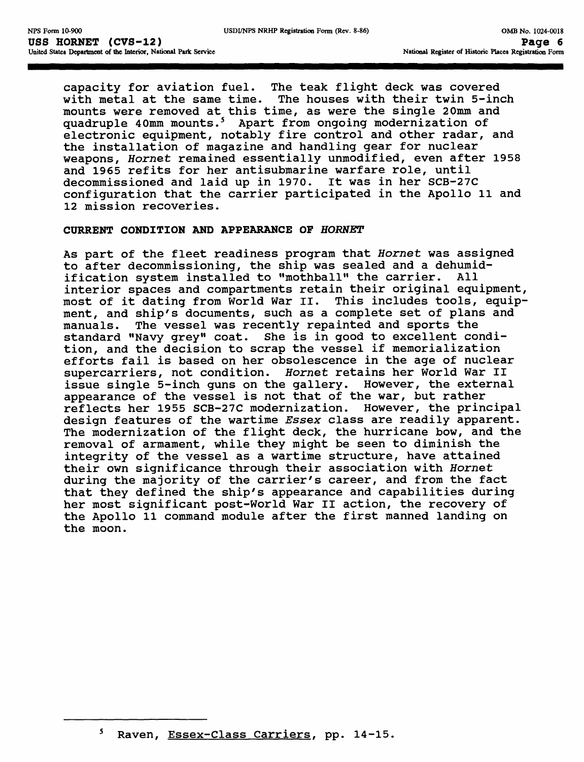capacity for aviation fuel. The teak flight deck was covered with metal at the same time. The houses with their twin 5-inch mounts were removed at this time, as were the single 20mm and quadruple 40mm mounts.[5] Apart from ongoing modernization of electronic equipment, notably fire control and other radar, and the installation of magazine and handling gear for nuclear weapons, *Hornet* remained essentially unmodified, even after 1958 and 1965 refits for her antisubmarine warfare role, until decommissioned and laid up in 1970. It was in her SCB-27C configuration that the carrier participated in the Apollo 11 and 12 mission recoveries.

**CURRENT CONDITION AND APPEARANCE OF *HORNET***

As part of the fleet readiness program that *Hornet* was assigned to after decommissioning, the ship was sealed and a dehumidification system installed to "mothball" the carrier. All interior spaces and compartments retain their original equipment, most of it dating from World War II. This includes tools, equipment, and ship's documents, such as a complete set of plans and manuals. The vessel was recently repainted and sports the standard "Navy grey" coat. She is in good to excellent condition, and the decision to scrap the vessel if memorialization efforts fail is based on her obsolescence in the age of nuclear supercarriers, not condition. *Hornet* retains her World War II issue single 5-inch guns on the gallery. However, the external appearance of the vessel is not that of the war, but rather reflects her 1955 SCB-27C modernization. However, the principal design features of the wartime *Essex* class are readily apparent. The modernization of the flight deck, the hurricane bow, and the removal of armament, while they might be seen to diminish the integrity of the vessel as a wartime structure, have attained their own significance through their association with *Hornet* during the majority of the carrier's career, and from the fact that they defined the ship's appearance and capabilities during her most significant post-World War II action, the recovery of the Apollo 11 command module after the first manned landing on the moon.

---

[5] Raven, Essex-Class Carriers, pp. 14-15.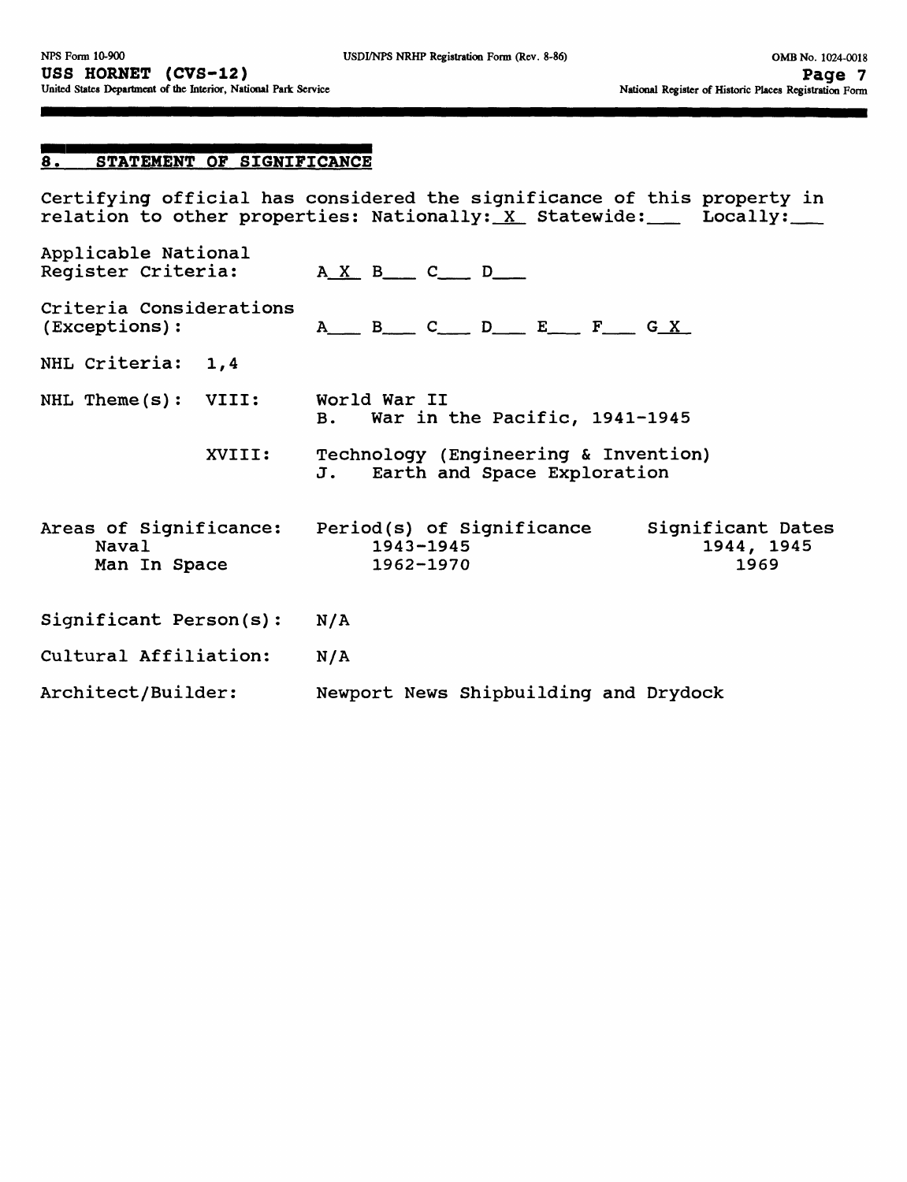## 8. STATEMENT OF SIGNIFICANCE

Certifying official has considered the significance of this property in relation to other properties: Nationally: X Statewide: ___ Locally: ___

Applicable National Register Criteria: A X B ___ C ___ D ___

Criteria Considerations (Exceptions): A ___ B ___ C ___ D ___ E ___ F ___ G X

NHL Criteria: 1,4

NHL Theme(s): VIII: World War II
B. War in the Pacific, 1941-1945

XVIII: Technology (Engineering & Invention)
J. Earth and Space Exploration

| Areas of Significance: | Period(s) of Significance | Significant Dates |
|---|---|---|
| Naval | 1943-1945 | 1944, 1945 |
| Man In Space | 1962-1970 | 1969 |

Significant Person(s): N/A

Cultural Affiliation: N/A

Architect/Builder: Newport News Shipbuilding and Drydock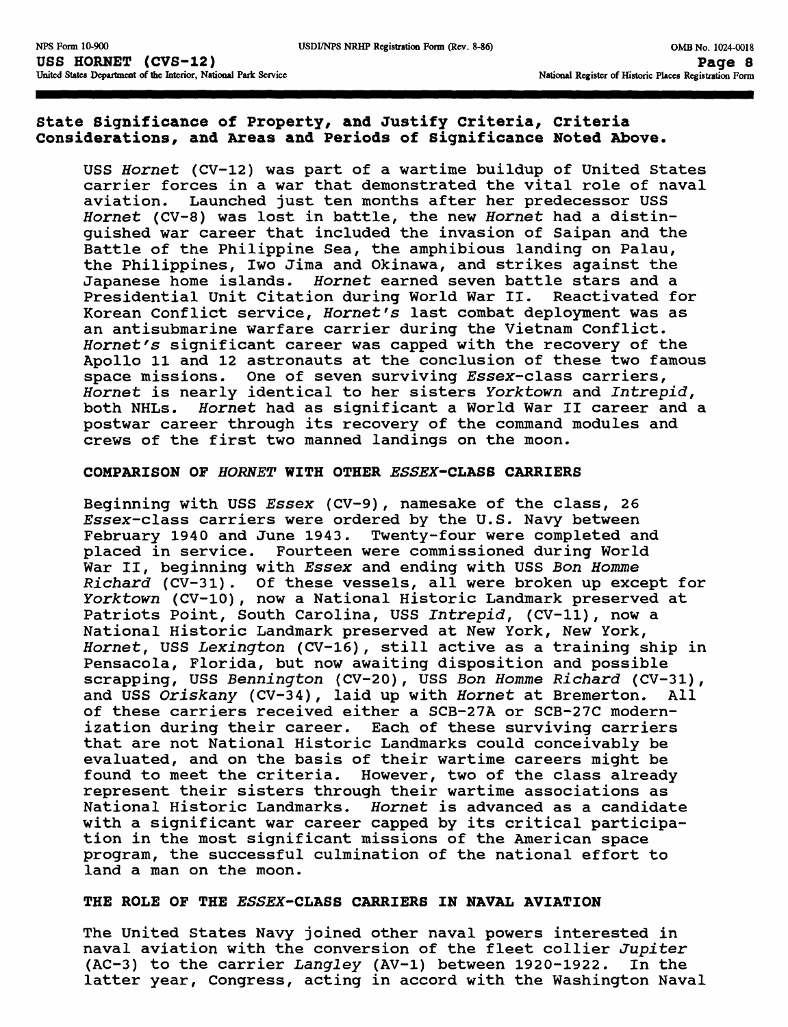## State Significance of Property, and Justify Criteria, Criteria Considerations, and Areas and Periods of Significance Noted Above.

USS *Hornet* (CV-12) was part of a wartime buildup of United States carrier forces in a war that demonstrated the vital role of naval aviation. Launched just ten months after her predecessor USS *Hornet* (CV-8) was lost in battle, the new *Hornet* had a distinguished war career that included the invasion of Saipan and the Battle of the Philippine Sea, the amphibious landing on Palau, the Philippines, Iwo Jima and Okinawa, and strikes against the Japanese home islands. *Hornet* earned seven battle stars and a Presidential Unit Citation during World War II. Reactivated for Korean Conflict service, *Hornet's* last combat deployment was as an antisubmarine warfare carrier during the Vietnam Conflict. *Hornet's* significant career was capped with the recovery of the Apollo 11 and 12 astronauts at the conclusion of these two famous space missions. One of seven surviving *Essex*-class carriers, *Hornet* is nearly identical to her sisters *Yorktown* and *Intrepid*, both NHLs. *Hornet* had as significant a World War II career and a postwar career through its recovery of the command modules and crews of the first two manned landings on the moon.

### COMPARISON OF *HORNET* WITH OTHER *ESSEX*-CLASS CARRIERS

Beginning with USS *Essex* (CV-9), namesake of the class, 26 *Essex*-class carriers were ordered by the U.S. Navy between February 1940 and June 1943. Twenty-four were completed and placed in service. Fourteen were commissioned during World War II, beginning with *Essex* and ending with USS *Bon Homme Richard* (CV-31). Of these vessels, all were broken up except for *Yorktown* (CV-10), now a National Historic Landmark preserved at Patriots Point, South Carolina, USS *Intrepid*, (CV-11), now a National Historic Landmark preserved at New York, New York, *Hornet*, USS *Lexington* (CV-16), still active as a training ship in Pensacola, Florida, but now awaiting disposition and possible scrapping, USS *Bennington* (CV-20), USS *Bon Homme Richard* (CV-31), and USS *Oriskany* (CV-34), laid up with *Hornet* at Bremerton. All of these carriers received either a SCB-27A or SCB-27C modernization during their career. Each of these surviving carriers that are not National Historic Landmarks could conceivably be evaluated, and on the basis of their wartime careers might be found to meet the criteria. However, two of the class already represent their sisters through their wartime associations as National Historic Landmarks. *Hornet* is advanced as a candidate with a significant war career capped by its critical participation in the most significant missions of the American space program, the successful culmination of the national effort to land a man on the moon.

### THE ROLE OF THE *ESSEX*-CLASS CARRIERS IN NAVAL AVIATION

The United States Navy joined other naval powers interested in naval aviation with the conversion of the fleet collier *Jupiter* (AC-3) to the carrier *Langley* (AV-1) between 1920-1922. In the latter year, Congress, acting in accord with the Washington Naval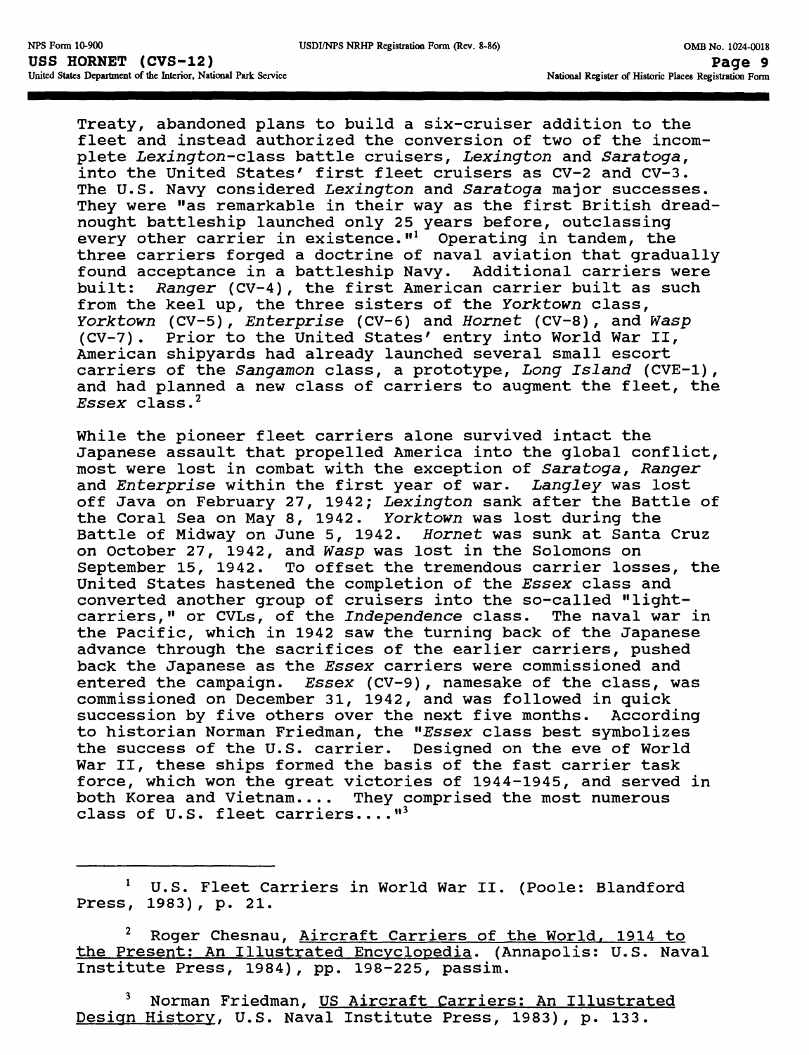Treaty, abandoned plans to build a six-cruiser addition to the fleet and instead authorized the conversion of two of the incomplete *Lexington*-class battle cruisers, *Lexington* and *Saratoga*, into the United States' first fleet cruisers as CV-2 and CV-3. The U.S. Navy considered *Lexington* and *Saratoga* major successes. They were "as remarkable in their way as the first British dreadnought battleship launched only 25 years before, outclassing every other carrier in existence."[1] Operating in tandem, the three carriers forged a doctrine of naval aviation that gradually found acceptance in a battleship Navy. Additional carriers were built: *Ranger* (CV-4), the first American carrier built as such from the keel up, the three sisters of the *Yorktown* class, *Yorktown* (CV-5), *Enterprise* (CV-6) and *Hornet* (CV-8), and *Wasp* (CV-7). Prior to the United States' entry into World War II, American shipyards had already launched several small escort carriers of the *Sangamon* class, a prototype, *Long Island* (CVE-1), and had planned a new class of carriers to augment the fleet, the *Essex* class.[2]

While the pioneer fleet carriers alone survived intact the Japanese assault that propelled America into the global conflict, most were lost in combat with the exception of *Saratoga*, *Ranger* and *Enterprise* within the first year of war. *Langley* was lost off Java on February 27, 1942; *Lexington* sank after the Battle of the Coral Sea on May 8, 1942. *Yorktown* was lost during the Battle of Midway on June 5, 1942. *Hornet* was sunk at Santa Cruz on October 27, 1942, and *Wasp* was lost in the Solomons on September 15, 1942. To offset the tremendous carrier losses, the United States hastened the completion of the *Essex* class and converted another group of cruisers into the so-called "light-carriers," or CVLs, of the *Independence* class. The naval war in the Pacific, which in 1942 saw the turning back of the Japanese advance through the sacrifices of the earlier carriers, pushed back the Japanese as the *Essex* carriers were commissioned and entered the campaign. *Essex* (CV-9), namesake of the class, was commissioned on December 31, 1942, and was followed in quick succession by five others over the next five months. According to historian Norman Friedman, the "*Essex* class best symbolizes the success of the U.S. carrier. Designed on the eve of World War II, these ships formed the basis of the fast carrier task force, which won the great victories of 1944-1945, and served in both Korea and Vietnam.... They comprised the most numerous class of U.S. fleet carriers...."[3]

---

[1] U.S. Fleet Carriers in World War II. (Poole: Blandford Press, 1983), p. 21.

[2] Roger Chesnau, Aircraft Carriers of the World, 1914 to the Present: An Illustrated Encyclopedia. (Annapolis: U.S. Naval Institute Press, 1984), pp. 198-225, passim.

[3] Norman Friedman, US Aircraft Carriers: An Illustrated Design History, U.S. Naval Institute Press, 1983), p. 133.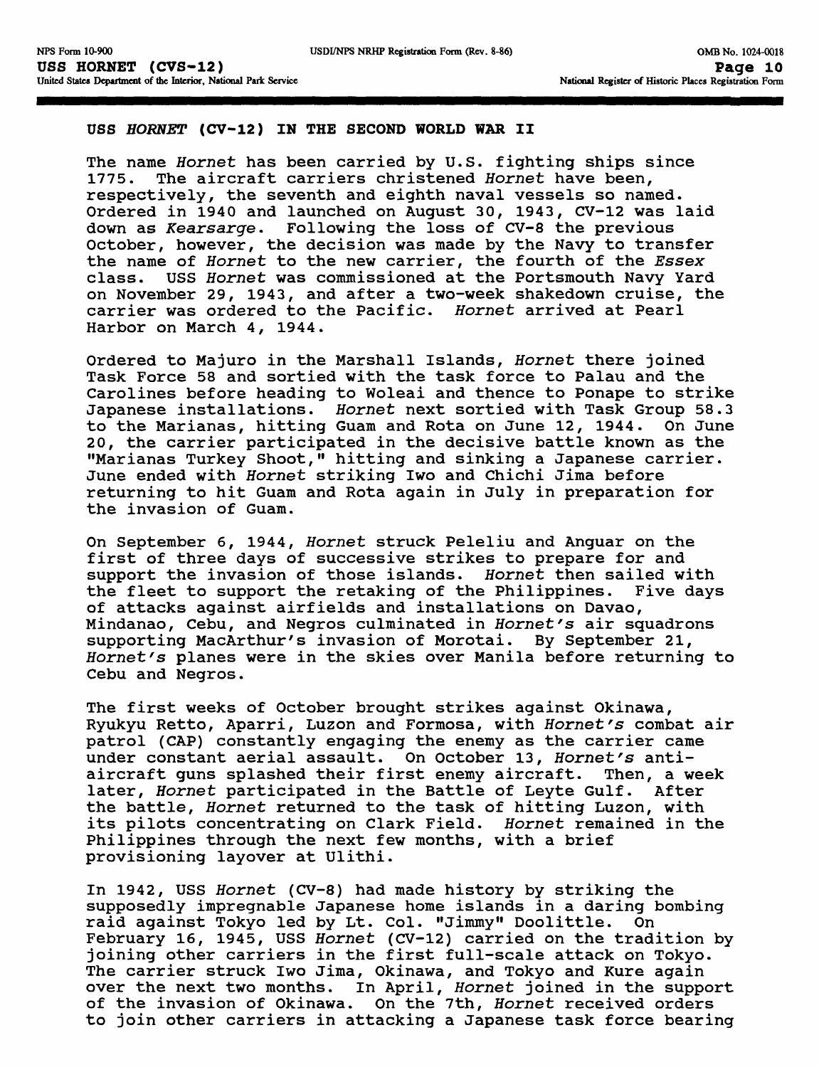## USS *HORNET* (CV-12) IN THE SECOND WORLD WAR II

The name *Hornet* has been carried by U.S. fighting ships since 1775. The aircraft carriers christened *Hornet* have been, respectively, the seventh and eighth naval vessels so named. Ordered in 1940 and launched on August 30, 1943, CV-12 was laid down as *Kearsarge*. Following the loss of CV-8 the previous October, however, the decision was made by the Navy to transfer the name of *Hornet* to the new carrier, the fourth of the *Essex* class. USS *Hornet* was commissioned at the Portsmouth Navy Yard on November 29, 1943, and after a two-week shakedown cruise, the carrier was ordered to the Pacific. *Hornet* arrived at Pearl Harbor on March 4, 1944.

Ordered to Majuro in the Marshall Islands, *Hornet* there joined Task Force 58 and sortied with the task force to Palau and the Carolines before heading to Woleai and thence to Ponape to strike Japanese installations. *Hornet* next sortied with Task Group 58.3 to the Marianas, hitting Guam and Rota on June 12, 1944. On June 20, the carrier participated in the decisive battle known as the "Marianas Turkey Shoot," hitting and sinking a Japanese carrier. June ended with *Hornet* striking Iwo and Chichi Jima before returning to hit Guam and Rota again in July in preparation for the invasion of Guam.

On September 6, 1944, *Hornet* struck Peleliu and Anguar on the first of three days of successive strikes to prepare for and support the invasion of those islands. *Hornet* then sailed with the fleet to support the retaking of the Philippines. Five days of attacks against airfields and installations on Davao, Mindanao, Cebu, and Negros culminated in *Hornet's* air squadrons supporting MacArthur's invasion of Morotai. By September 21, *Hornet's* planes were in the skies over Manila before returning to Cebu and Negros.

The first weeks of October brought strikes against Okinawa, Ryukyu Retto, Aparri, Luzon and Formosa, with *Hornet's* combat air patrol (CAP) constantly engaging the enemy as the carrier came under constant aerial assault. On October 13, *Hornet's* anti-aircraft guns splashed their first enemy aircraft. Then, a week later, *Hornet* participated in the Battle of Leyte Gulf. After the battle, *Hornet* returned to the task of hitting Luzon, with its pilots concentrating on Clark Field. *Hornet* remained in the Philippines through the next few months, with a brief provisioning layover at Ulithi.

In 1942, USS *Hornet* (CV-8) had made history by striking the supposedly impregnable Japanese home islands in a daring bombing raid against Tokyo led by Lt. Col. "Jimmy" Doolittle. On February 16, 1945, USS *Hornet* (CV-12) carried on the tradition by joining other carriers in the first full-scale attack on Tokyo. The carrier struck Iwo Jima, Okinawa, and Tokyo and Kure again over the next two months. In April, *Hornet* joined in the support of the invasion of Okinawa. On the 7th, *Hornet* received orders to join other carriers in attacking a Japanese task force bearing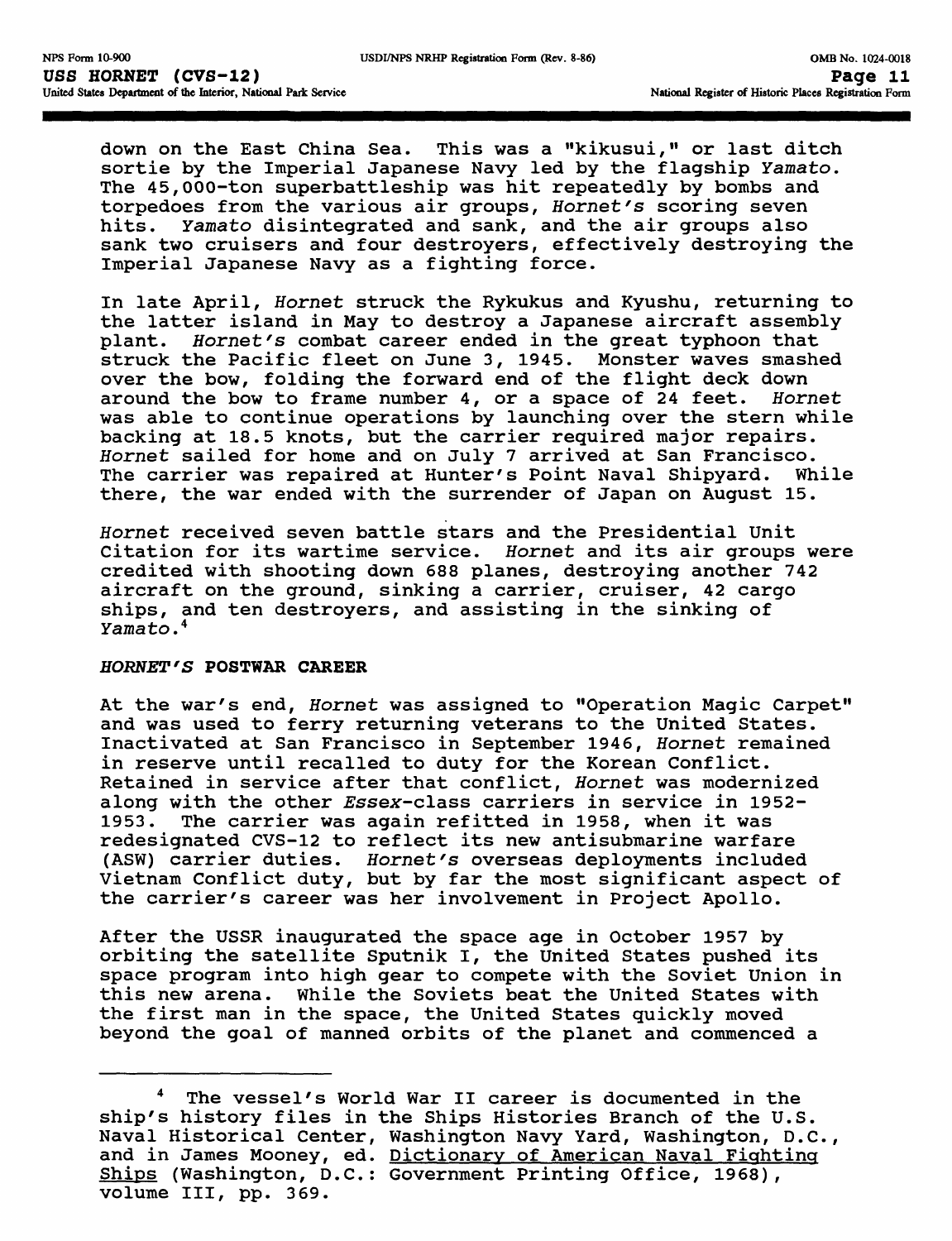down on the East China Sea. This was a "kikusui," or last ditch sortie by the Imperial Japanese Navy led by the flagship *Yamato*. The 45,000-ton superbattleship was hit repeatedly by bombs and torpedoes from the various air groups, *Hornet's* scoring seven hits. *Yamato* disintegrated and sank, and the air groups also sank two cruisers and four destroyers, effectively destroying the Imperial Japanese Navy as a fighting force.

In late April, *Hornet* struck the Rykukus and Kyushu, returning to the latter island in May to destroy a Japanese aircraft assembly plant. *Hornet's* combat career ended in the great typhoon that struck the Pacific fleet on June 3, 1945. Monster waves smashed over the bow, folding the forward end of the flight deck down around the bow to frame number 4, or a space of 24 feet. *Hornet* was able to continue operations by launching over the stern while backing at 18.5 knots, but the carrier required major repairs. *Hornet* sailed for home and on July 7 arrived at San Francisco. The carrier was repaired at Hunter's Point Naval Shipyard. While there, the war ended with the surrender of Japan on August 15.

*Hornet* received seven battle stars and the Presidential Unit Citation for its wartime service. *Hornet* and its air groups were credited with shooting down 688 planes, destroying another 742 aircraft on the ground, sinking a carrier, cruiser, 42 cargo ships, and ten destroyers, and assisting in the sinking of *Yamato*.[4]

## *HORNET'S* POSTWAR CAREER

At the war's end, *Hornet* was assigned to "Operation Magic Carpet" and was used to ferry returning veterans to the United States. Inactivated at San Francisco in September 1946, *Hornet* remained in reserve until recalled to duty for the Korean Conflict. Retained in service after that conflict, *Hornet* was modernized along with the other *Essex*-class carriers in service in 1952-1953. The carrier was again refitted in 1958, when it was redesignated CVS-12 to reflect its new antisubmarine warfare (ASW) carrier duties. *Hornet's* overseas deployments included Vietnam Conflict duty, but by far the most significant aspect of the carrier's career was her involvement in Project Apollo.

After the USSR inaugurated the space age in October 1957 by orbiting the satellite Sputnik I, the United States pushed its space program into high gear to compete with the Soviet Union in this new arena. While the Soviets beat the United States with the first man in the space, the United States quickly moved beyond the goal of manned orbits of the planet and commenced a

---

[4] The vessel's World War II career is documented in the ship's history files in the Ships Histories Branch of the U.S. Naval Historical Center, Washington Navy Yard, Washington, D.C., and in James Mooney, ed. Dictionary of American Naval Fighting Ships (Washington, D.C.: Government Printing Office, 1968), volume III, pp. 369.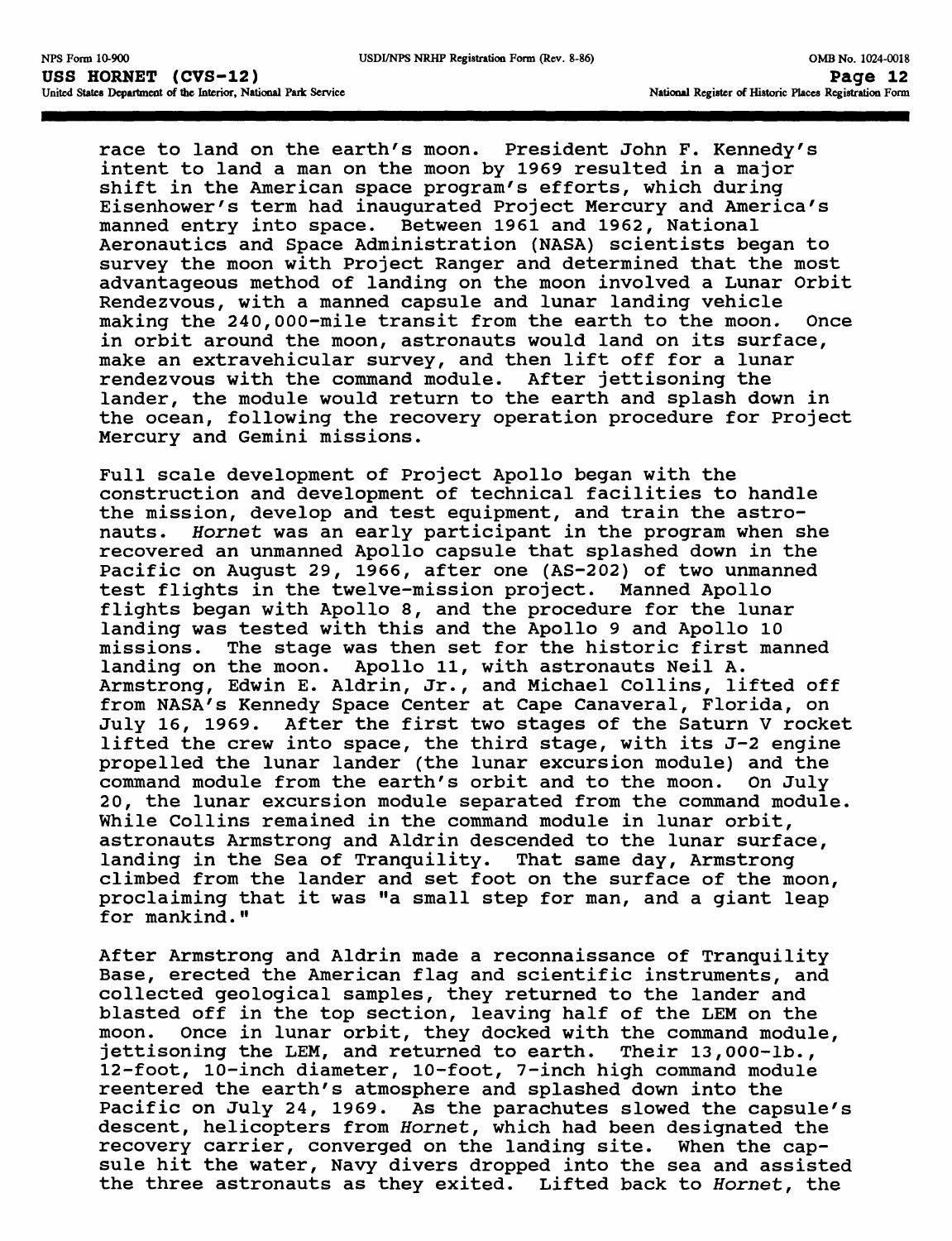race to land on the earth's moon. President John F. Kennedy's intent to land a man on the moon by 1969 resulted in a major shift in the American space program's efforts, which during Eisenhower's term had inaugurated Project Mercury and America's manned entry into space. Between 1961 and 1962, National Aeronautics and Space Administration (NASA) scientists began to survey the moon with Project Ranger and determined that the most advantageous method of landing on the moon involved a Lunar Orbit Rendezvous, with a manned capsule and lunar landing vehicle making the 240,000-mile transit from the earth to the moon. Once in orbit around the moon, astronauts would land on its surface, make an extravehicular survey, and then lift off for a lunar rendezvous with the command module. After jettisoning the lander, the module would return to the earth and splash down in the ocean, following the recovery operation procedure for Project Mercury and Gemini missions.

Full scale development of Project Apollo began with the construction and development of technical facilities to handle the mission, develop and test equipment, and train the astronauts. *Hornet* was an early participant in the program when she recovered an unmanned Apollo capsule that splashed down in the Pacific on August 29, 1966, after one (AS-202) of two unmanned test flights in the twelve-mission project. Manned Apollo flights began with Apollo 8, and the procedure for the lunar landing was tested with this and the Apollo 9 and Apollo 10 missions. The stage was then set for the historic first manned landing on the moon. Apollo 11, with astronauts Neil A. Armstrong, Edwin E. Aldrin, Jr., and Michael Collins, lifted off from NASA's Kennedy Space Center at Cape Canaveral, Florida, on July 16, 1969. After the first two stages of the Saturn V rocket lifted the crew into space, the third stage, with its J-2 engine propelled the lunar lander (the lunar excursion module) and the command module from the earth's orbit and to the moon. On July 20, the lunar excursion module separated from the command module. While Collins remained in the command module in lunar orbit, astronauts Armstrong and Aldrin descended to the lunar surface, landing in the Sea of Tranquility. That same day, Armstrong climbed from the lander and set foot on the surface of the moon, proclaiming that it was "a small step for man, and a giant leap for mankind."

After Armstrong and Aldrin made a reconnaissance of Tranquility Base, erected the American flag and scientific instruments, and collected geological samples, they returned to the lander and blasted off in the top section, leaving half of the LEM on the moon. Once in lunar orbit, they docked with the command module, jettisoning the LEM, and returned to earth. Their 13,000-lb., 12-foot, 10-inch diameter, 10-foot, 7-inch high command module reentered the earth's atmosphere and splashed down into the Pacific on July 24, 1969. As the parachutes slowed the capsule's descent, helicopters from *Hornet*, which had been designated the recovery carrier, converged on the landing site. When the capsule hit the water, Navy divers dropped into the sea and assisted the three astronauts as they exited. Lifted back to *Hornet*, the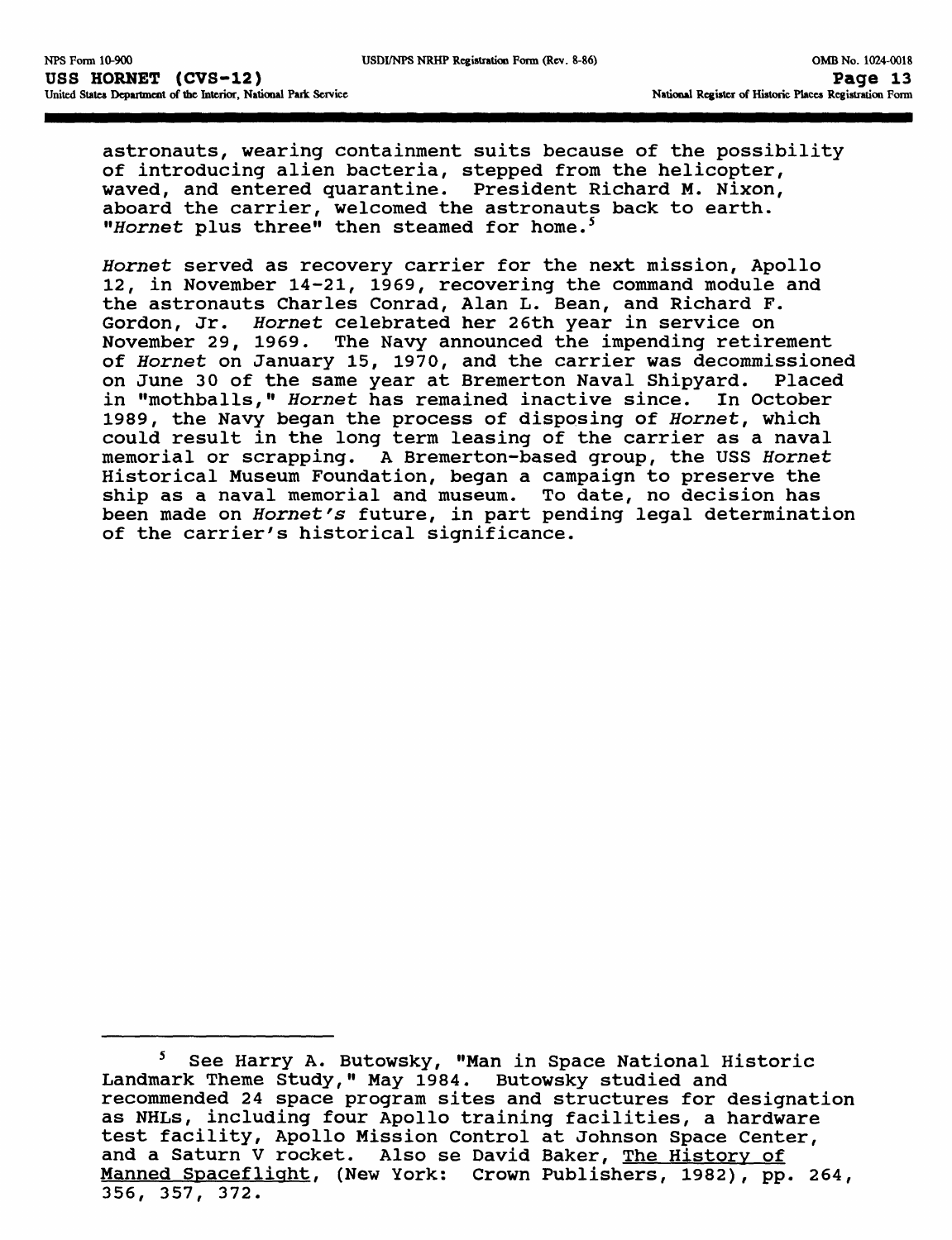astronauts, wearing containment suits because of the possibility of introducing alien bacteria, stepped from the helicopter, waved, and entered quarantine. President Richard M. Nixon, aboard the carrier, welcomed the astronauts back to earth. "*Hornet* plus three" then steamed for home.[5]

*Hornet* served as recovery carrier for the next mission, Apollo 12, in November 14-21, 1969, recovering the command module and the astronauts Charles Conrad, Alan L. Bean, and Richard F. Gordon, Jr. *Hornet* celebrated her 26th year in service on November 29, 1969. The Navy announced the impending retirement of *Hornet* on January 15, 1970, and the carrier was decommissioned on June 30 of the same year at Bremerton Naval Shipyard. Placed in "mothballs," *Hornet* has remained inactive since. In October 1989, the Navy began the process of disposing of *Hornet*, which could result in the long term leasing of the carrier as a naval memorial or scrapping. A Bremerton-based group, the USS *Hornet* Historical Museum Foundation, began a campaign to preserve the ship as a naval memorial and museum. To date, no decision has been made on *Hornet's* future, in part pending legal determination of the carrier's historical significance.

---

[5] See Harry A. Butowsky, "Man in Space National Historic Landmark Theme Study," May 1984. Butowsky studied and recommended 24 space program sites and structures for designation as NHLs, including four Apollo training facilities, a hardware test facility, Apollo Mission Control at Johnson Space Center, and a Saturn V rocket. Also se David Baker, The History of Manned Spaceflight, (New York: Crown Publishers, 1982), pp. 264, 356, 357, 372.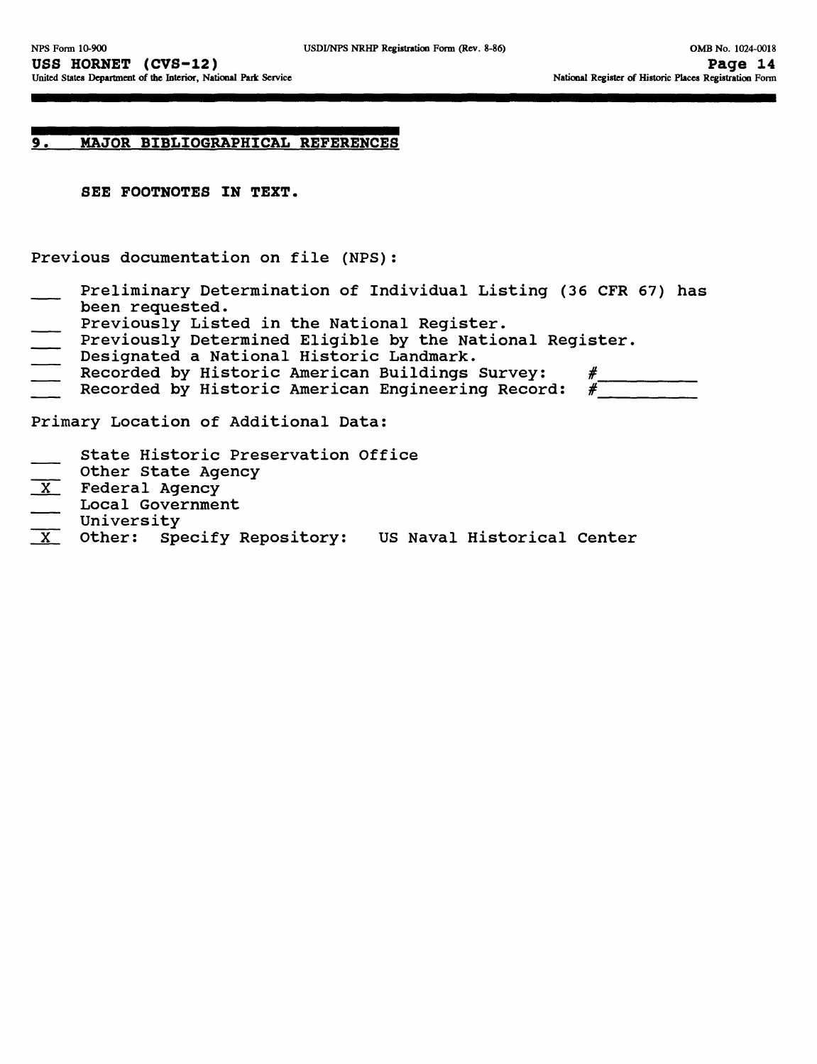## 9. MAJOR BIBLIOGRAPHICAL REFERENCES

**SEE FOOTNOTES IN TEXT.**

Previous documentation on file (NPS):

- ___ Preliminary Determination of Individual Listing (36 CFR 67) has been requested.
- ___ Previously Listed in the National Register.
- ___ Previously Determined Eligible by the National Register.
- ___ Designated a National Historic Landmark.
- ___ Recorded by Historic American Buildings Survey: #________
- ___ Recorded by Historic American Engineering Record: #________

Primary Location of Additional Data:

- ___ State Historic Preservation Office
- ___ Other State Agency
- _X_ Federal Agency
- ___ Local Government
- ___ University
- _X_ Other: Specify Repository: US Naval Historical Center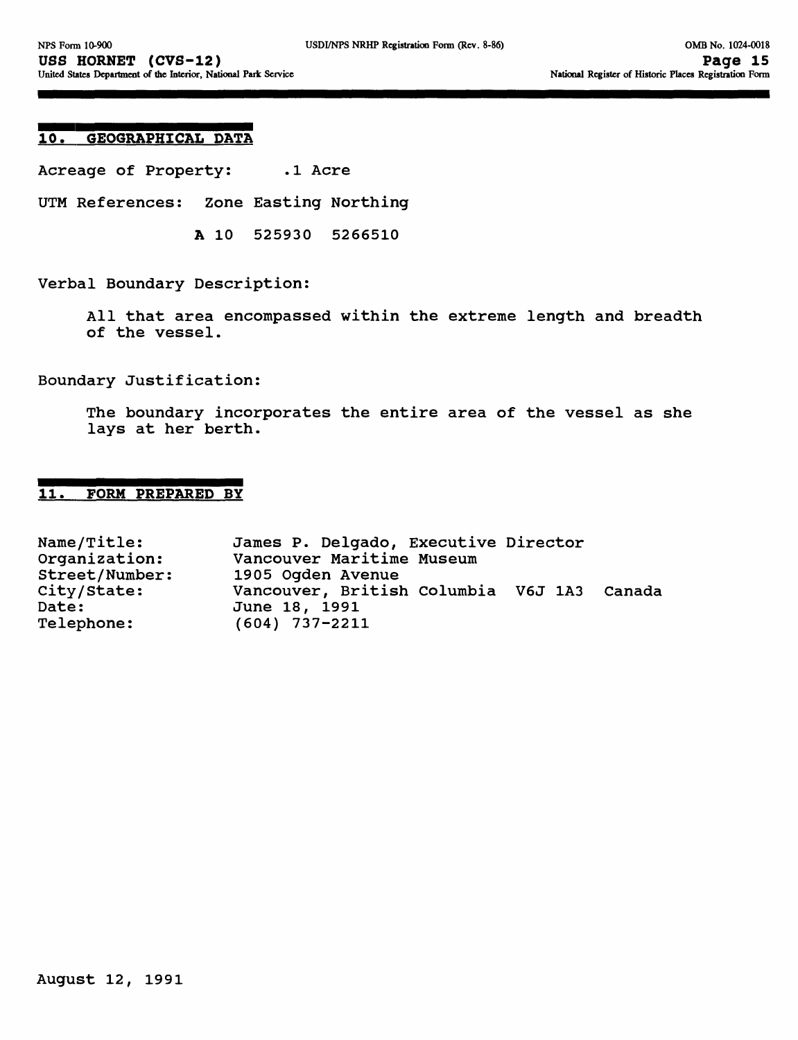## 10. GEOGRAPHICAL DATA

Acreage of Property: .1 Acre

UTM References: Zone Easting Northing

A 10 525930 5266510

Verbal Boundary Description:

All that area encompassed within the extreme length and breadth of the vessel.

Boundary Justification:

The boundary incorporates the entire area of the vessel as she lays at her berth.

## 11. FORM PREPARED BY

| | |
|---|---|
| Name/Title: | James P. Delgado, Executive Director |
| Organization: | Vancouver Maritime Museum |
| Street/Number: | 1905 Ogden Avenue |
| City/State: | Vancouver, British Columbia V6J 1A3 Canada |
| Date: | June 18, 1991 |
| Telephone: | (604) 737-2211 |

August 12, 1991